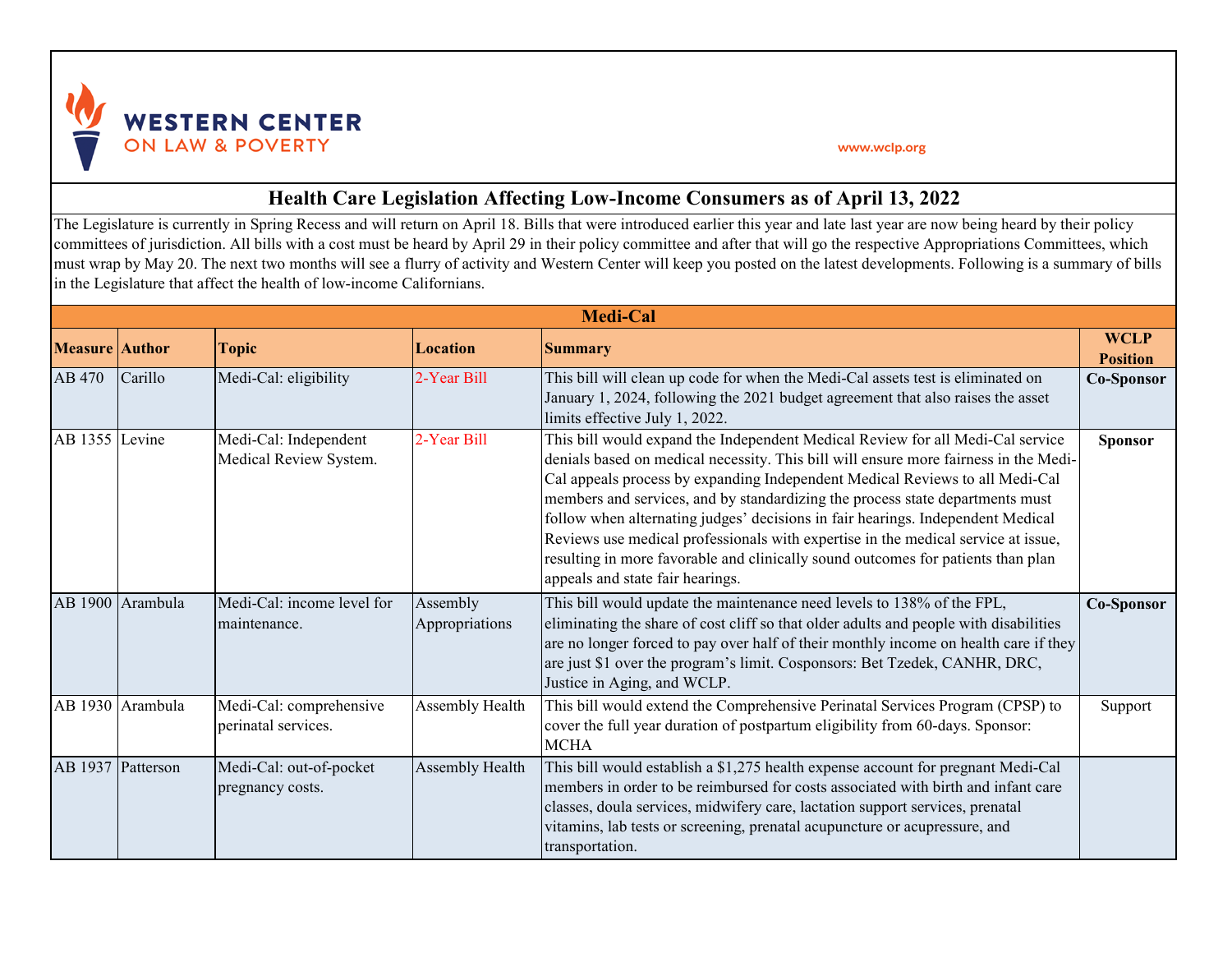WESTERN CENTER ON LAW & POVERTY

www.wclp.org

# Health Care Legislation Affecting Low-Income Consumers as of April 13, 2022

The Legislature is currently in Spring Recess and will return on April 18. Bills that were introduced earlier this year and late last year are now being heard by their policy committees of jurisdiction. All bills with a cost must be heard by April 29 in their policy committee and after that will go the respective Appropriations Committees, which must wrap by May 20. The next two months will see a flurry of activity and Western Center will keep you posted on the latest developments. Following is a summary of bills in the Legislature that affect the health of low-income Californians.

## Medi-Cal

| Measure | Author | Topic | Location | Summary | WCLP Position |
|---|---|---|---|---|---|
| AB 470 | Carillo | Medi-Cal: eligibility | 2-Year Bill | This bill will clean up code for when the Medi-Cal assets test is eliminated on January 1, 2024, following the 2021 budget agreement that also raises the asset limits effective July 1, 2022. | **Co-Sponsor** |
| AB 1355 | Levine | Medi-Cal: Independent Medical Review System. | 2-Year Bill | This bill would expand the Independent Medical Review for all Medi-Cal service denials based on medical necessity. This bill will ensure more fairness in the Medi-Cal appeals process by expanding Independent Medical Reviews to all Medi-Cal members and services, and by standardizing the process state departments must follow when alternating judges' decisions in fair hearings. Independent Medical Reviews use medical professionals with expertise in the medical service at issue, resulting in more favorable and clinically sound outcomes for patients than plan appeals and state fair hearings. | **Sponsor** |
| AB 1900 | Arambula | Medi-Cal: income level for maintenance. | Assembly Appropriations | This bill would update the maintenance need levels to 138% of the FPL, eliminating the share of cost cliff so that older adults and people with disabilities are no longer forced to pay over half of their monthly income on health care if they are just $1 over the program's limit. Cosponsors: Bet Tzedek, CANHR, DRC, Justice in Aging, and WCLP. | **Co-Sponsor** |
| AB 1930 | Arambula | Medi-Cal: comprehensive perinatal services. | Assembly Health | This bill would extend the Comprehensive Perinatal Services Program (CPSP) to cover the full year duration of postpartum eligibility from 60-days. Sponsor: MCHA | Support |
| AB 1937 | Patterson | Medi-Cal: out-of-pocket pregnancy costs. | Assembly Health | This bill would establish a $1,275 health expense account for pregnant Medi-Cal members in order to be reimbursed for costs associated with birth and infant care classes, doula services, midwifery care, lactation support services, prenatal vitamins, lab tests or screening, prenatal acupuncture or acupressure, and transportation. | |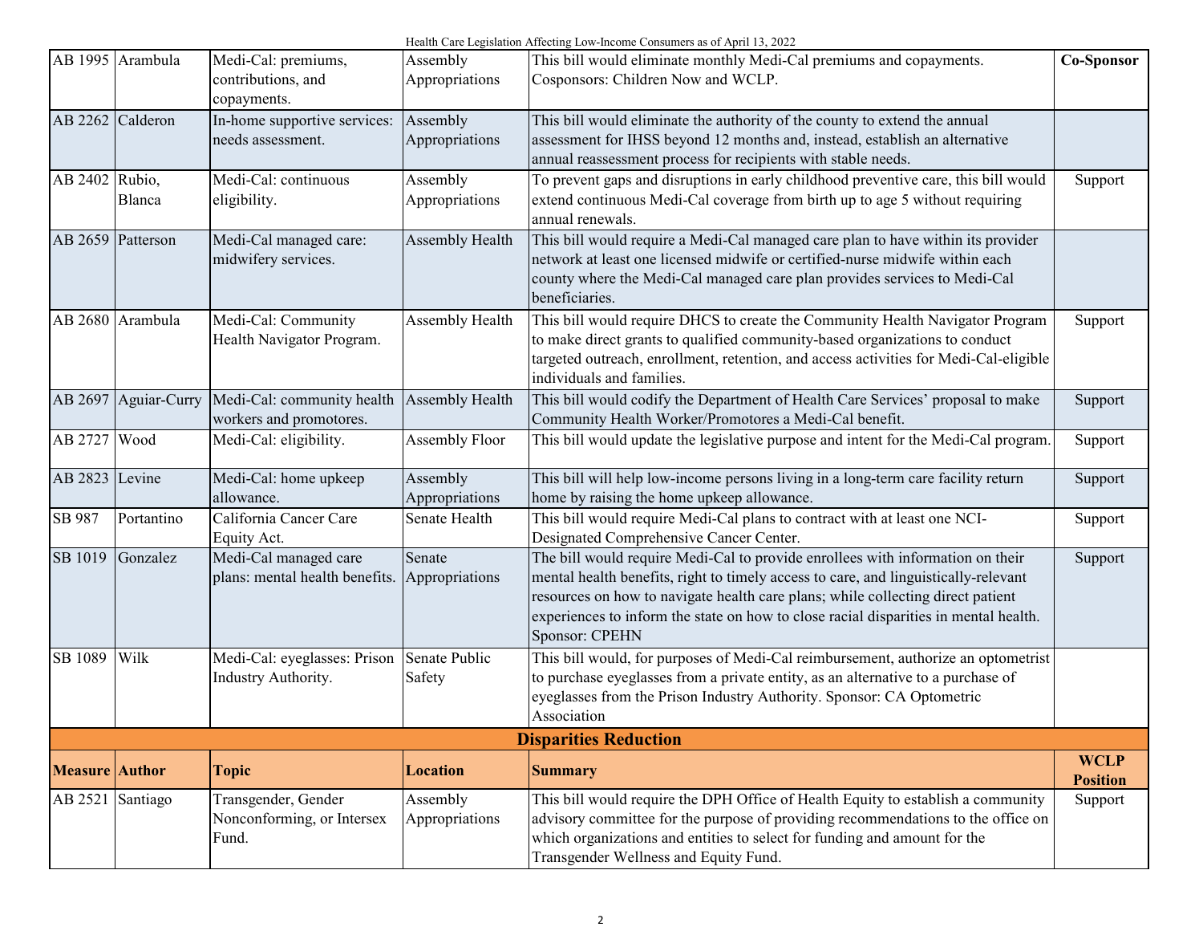| Measure | Author | Topic | Location | Summary | WCLP Position |
|---|---|---|---|---|---|
| AB 1995 | Arambula | Medi-Cal: premiums, contributions, and copayments. | Assembly Appropriations | This bill would eliminate monthly Medi-Cal premiums and copayments. Cosponsors: Children Now and WCLP. | **Co-Sponsor** |
| AB 2262 | Calderon | In-home supportive services: needs assessment. | Assembly Appropriations | This bill would eliminate the authority of the county to extend the annual assessment for IHSS beyond 12 months and, instead, establish an alternative annual reassessment process for recipients with stable needs. | |
| AB 2402 | Rubio, Blanca | Medi-Cal: continuous eligibility. | Assembly Appropriations | To prevent gaps and disruptions in early childhood preventive care, this bill would extend continuous Medi-Cal coverage from birth up to age 5 without requiring annual renewals. | Support |
| AB 2659 | Patterson | Medi-Cal managed care: midwifery services. | Assembly Health | This bill would require a Medi-Cal managed care plan to have within its provider network at least one licensed midwife or certified-nurse midwife within each county where the Medi-Cal managed care plan provides services to Medi-Cal beneficiaries. | |
| AB 2680 | Arambula | Medi-Cal: Community Health Navigator Program. | Assembly Health | This bill would require DHCS to create the Community Health Navigator Program to make direct grants to qualified community-based organizations to conduct targeted outreach, enrollment, retention, and access activities for Medi-Cal-eligible individuals and families. | Support |
| AB 2697 | Aguiar-Curry | Medi-Cal: community health workers and promotores. | Assembly Health | This bill would codify the Department of Health Care Services' proposal to make Community Health Worker/Promotores a Medi-Cal benefit. | Support |
| AB 2727 | Wood | Medi-Cal: eligibility. | Assembly Floor | This bill would update the legislative purpose and intent for the Medi-Cal program. | Support |
| AB 2823 | Levine | Medi-Cal: home upkeep allowance. | Assembly Appropriations | This bill will help low-income persons living in a long-term care facility return home by raising the home upkeep allowance. | Support |
| SB 987 | Portantino | California Cancer Care Equity Act. | Senate Health | This bill would require Medi-Cal plans to contract with at least one NCI-Designated Comprehensive Cancer Center. | Support |
| SB 1019 | Gonzalez | Medi-Cal managed care plans: mental health benefits. | Senate Appropriations | The bill would require Medi-Cal to provide enrollees with information on their mental health benefits, right to timely access to care, and linguistically-relevant resources on how to navigate health care plans; while collecting direct patient experiences to inform the state on how to close racial disparities in mental health. Sponsor: CPEHN | Support |
| SB 1089 | Wilk | Medi-Cal: eyeglasses: Prison Industry Authority. | Senate Public Safety | This bill would, for purposes of Medi-Cal reimbursement, authorize an optometrist to purchase eyeglasses from a private entity, as an alternative to a purchase of eyeglasses from the Prison Industry Authority. Sponsor: CA Optometric Association | |

## Disparities Reduction

| Measure | Author | Topic | Location | Summary | WCLP Position |
|---|---|---|---|---|---|
| AB 2521 | Santiago | Transgender, Gender Nonconforming, or Intersex Fund. | Assembly Appropriations | This bill would require the DPH Office of Health Equity to establish a community advisory committee for the purpose of providing recommendations to the office on which organizations and entities to select for funding and amount for the Transgender Wellness and Equity Fund. | Support |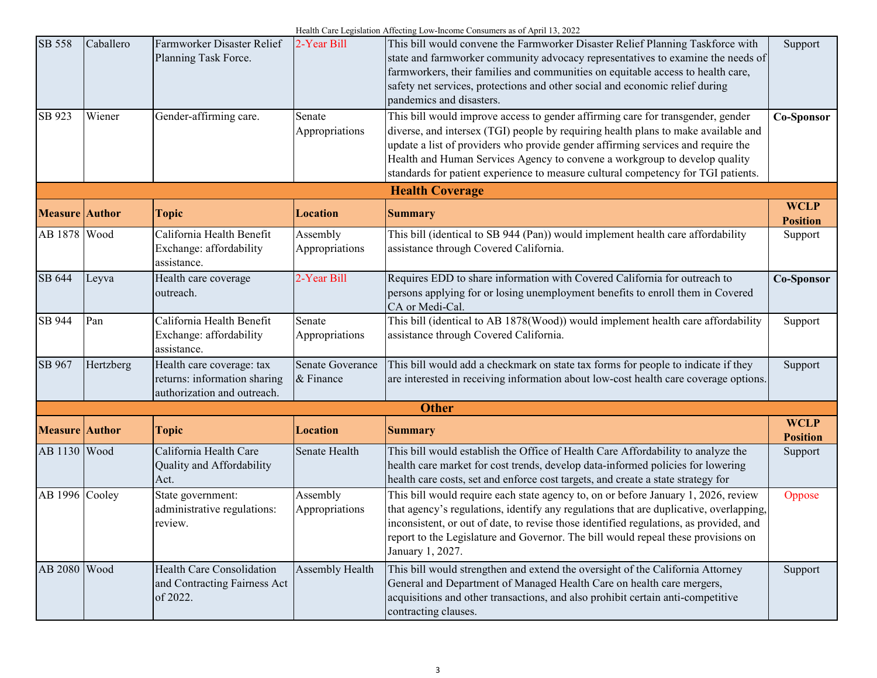| | | | | | |
|---|---|---|---|---|---|
| SB 558 | Caballero | Farmworker Disaster Relief Planning Task Force. | 2-Year Bill | This bill would convene the Farmworker Disaster Relief Planning Taskforce with state and farmworker community advocacy representatives to examine the needs of farmworkers, their families and communities on equitable access to health care, safety net services, protections and other social and economic relief during pandemics and disasters. | Support |
| SB 923 | Wiener | Gender-affirming care. | Senate Appropriations | This bill would improve access to gender affirming care for transgender, gender diverse, and intersex (TGI) people by requiring health plans to make available and update a list of providers who provide gender affirming services and require the Health and Human Services Agency to convene a workgroup to develop quality standards for patient experience to measure cultural competency for TGI patients. | **Co-Sponsor** |

## Health Coverage

| Measure | Author | Topic | Location | Summary | WCLP Position |
|---|---|---|---|---|---|
| AB 1878 | Wood | California Health Benefit Exchange: affordability assistance. | Assembly Appropriations | This bill (identical to SB 944 (Pan)) would implement health care affordability assistance through Covered California. | Support |
| SB 644 | Leyva | Health care coverage outreach. | 2-Year Bill | Requires EDD to share information with Covered California for outreach to persons applying for or losing unemployment benefits to enroll them in Covered CA or Medi-Cal. | **Co-Sponsor** |
| SB 944 | Pan | California Health Benefit Exchange: affordability assistance. | Senate Appropriations | This bill (identical to AB 1878(Wood)) would implement health care affordability assistance through Covered California. | Support |
| SB 967 | Hertzberg | Health care coverage: tax returns: information sharing authorization and outreach. | Senate Goverance & Finance | This bill would add a checkmark on state tax forms for people to indicate if they are interested in receiving information about low-cost health care coverage options. | Support |

## Other

| Measure | Author | Topic | Location | Summary | WCLP Position |
|---|---|---|---|---|---|
| AB 1130 | Wood | California Health Care Quality and Affordability Act. | Senate Health | This bill would establish the Office of Health Care Affordability to analyze the health care market for cost trends, develop data-informed policies for lowering health care costs, set and enforce cost targets, and create a state strategy for | Support |
| AB 1996 | Cooley | State government: administrative regulations: review. | Assembly Appropriations | This bill would require each state agency to, on or before January 1, 2026, review that agency's regulations, identify any regulations that are duplicative, overlapping, inconsistent, or out of date, to revise those identified regulations, as provided, and report to the Legislature and Governor. The bill would repeal these provisions on January 1, 2027. | Oppose |
| AB 2080 | Wood | Health Care Consolidation and Contracting Fairness Act of 2022. | Assembly Health | This bill would strengthen and extend the oversight of the California Attorney General and Department of Managed Health Care on health care mergers, acquisitions and other transactions, and also prohibit certain anti-competitive contracting clauses. | Support |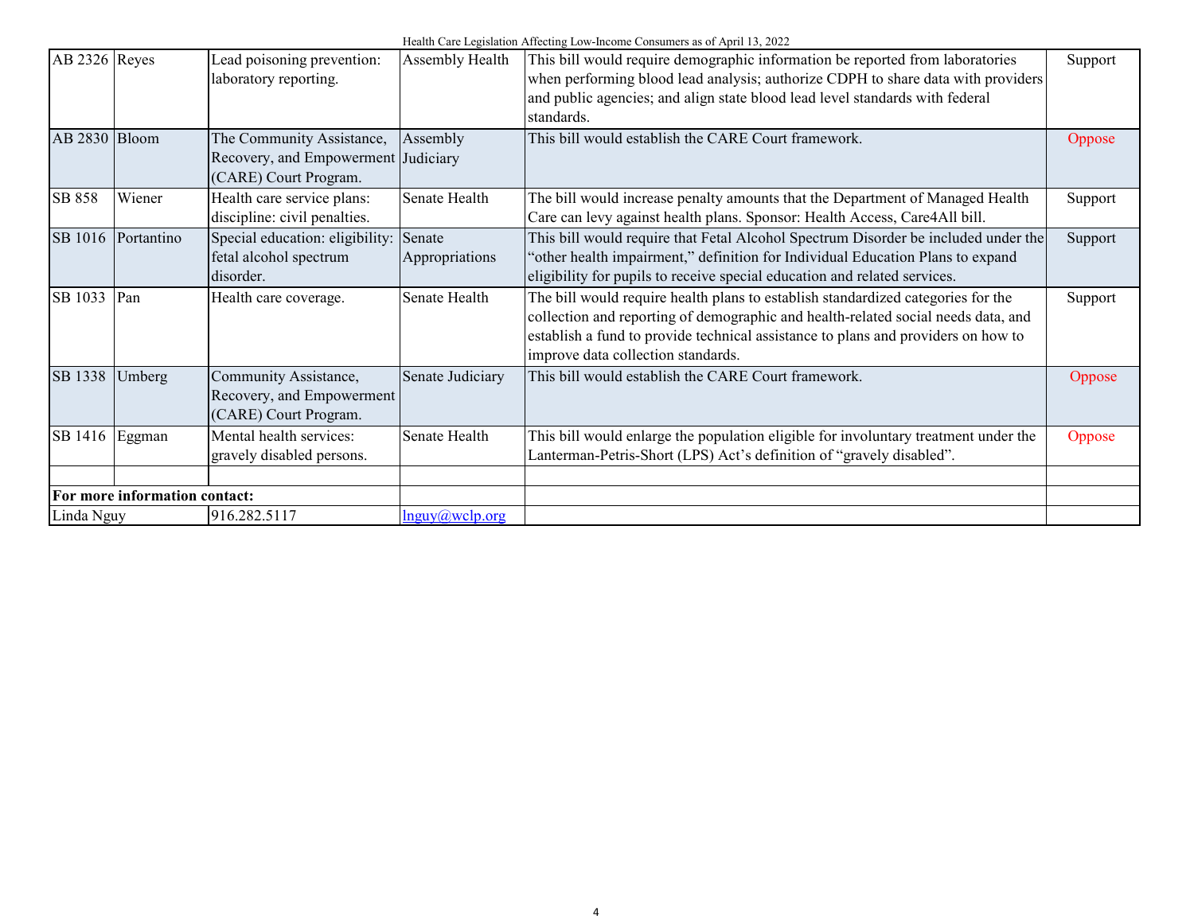| | | | | | |
|---|---|---|---|---|---|
| AB 2326 | Reyes | Lead poisoning prevention: laboratory reporting. | Assembly Health | This bill would require demographic information be reported from laboratories when performing blood lead analysis; authorize CDPH to share data with providers and public agencies; and align state blood lead level standards with federal standards. | Support |
| AB 2830 | Bloom | The Community Assistance, Recovery, and Empowerment (CARE) Court Program. | Assembly Judiciary | This bill would establish the CARE Court framework. | Oppose |
| SB 858 | Wiener | Health care service plans: discipline: civil penalties. | Senate Health | The bill would increase penalty amounts that the Department of Managed Health Care can levy against health plans. Sponsor: Health Access, Care4All bill. | Support |
| SB 1016 | Portantino | Special education: eligibility: fetal alcohol spectrum disorder. | Senate Appropriations | This bill would require that Fetal Alcohol Spectrum Disorder be included under the "other health impairment," definition for Individual Education Plans to expand eligibility for pupils to receive special education and related services. | Support |
| SB 1033 | Pan | Health care coverage. | Senate Health | The bill would require health plans to establish standardized categories for the collection and reporting of demographic and health-related social needs data, and establish a fund to provide technical assistance to plans and providers on how to improve data collection standards. | Support |
| SB 1338 | Umberg | Community Assistance, Recovery, and Empowerment (CARE) Court Program. | Senate Judiciary | This bill would establish the CARE Court framework. | Oppose |
| SB 1416 | Eggman | Mental health services: gravely disabled persons. | Senate Health | This bill would enlarge the population eligible for involuntary treatment under the Lanterman-Petris-Short (LPS) Act's definition of "gravely disabled". | Oppose |
| | | | | | |
| **For more information contact:** | | | | | |
| Linda Nguy | | 916.282.5117 | lnguy@wclp.org | | |